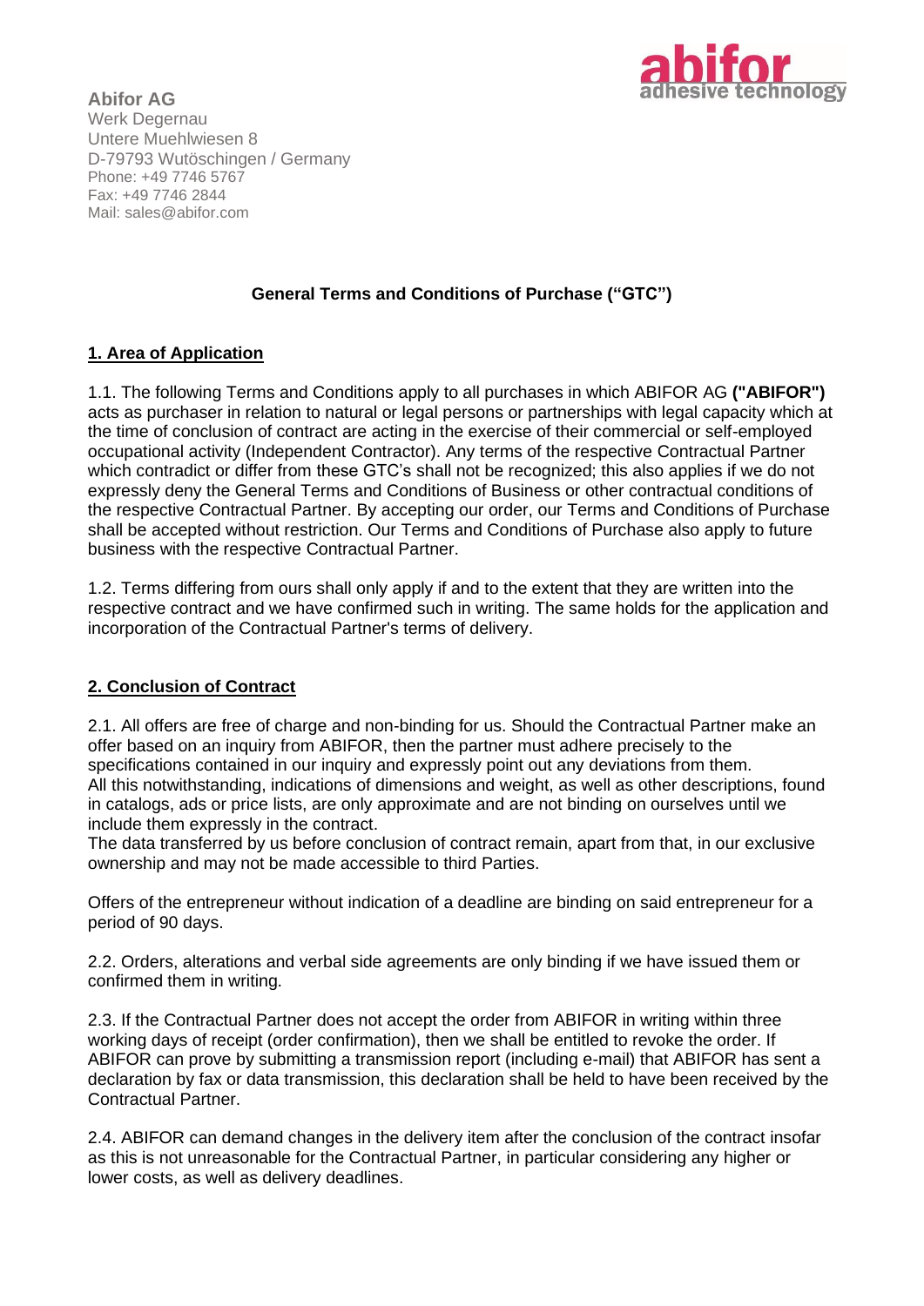**Abifor AG**
Werk Degernau
Untere Muehlwiesen 8
D-79793 Wutöschingen / Germany
Phone: +49 7746 5767
Fax: +49 7746 2844
Mail: sales@abifor.com

**General Terms and Conditions of Purchase ("GTC")**

## 1. Area of Application

1.1. The following Terms and Conditions apply to all purchases in which ABIFOR AG **("ABIFOR")** acts as purchaser in relation to natural or legal persons or partnerships with legal capacity which at the time of conclusion of contract are acting in the exercise of their commercial or self-employed occupational activity (Independent Contractor). Any terms of the respective Contractual Partner which contradict or differ from these GTC's shall not be recognized; this also applies if we do not expressly deny the General Terms and Conditions of Business or other contractual conditions of the respective Contractual Partner. By accepting our order, our Terms and Conditions of Purchase shall be accepted without restriction. Our Terms and Conditions of Purchase also apply to future business with the respective Contractual Partner.

1.2. Terms differing from ours shall only apply if and to the extent that they are written into the respective contract and we have confirmed such in writing. The same holds for the application and incorporation of the Contractual Partner's terms of delivery.

## 2. Conclusion of Contract

2.1. All offers are free of charge and non-binding for us. Should the Contractual Partner make an offer based on an inquiry from ABIFOR, then the partner must adhere precisely to the specifications contained in our inquiry and expressly point out any deviations from them.
All this notwithstanding, indications of dimensions and weight, as well as other descriptions, found in catalogs, ads or price lists, are only approximate and are not binding on ourselves until we include them expressly in the contract.
The data transferred by us before conclusion of contract remain, apart from that, in our exclusive ownership and may not be made accessible to third Parties.

Offers of the entrepreneur without indication of a deadline are binding on said entrepreneur for a period of 90 days.

2.2. Orders, alterations and verbal side agreements are only binding if we have issued them or confirmed them in writing.

2.3. If the Contractual Partner does not accept the order from ABIFOR in writing within three working days of receipt (order confirmation), then we shall be entitled to revoke the order. If ABIFOR can prove by submitting a transmission report (including e-mail) that ABIFOR has sent a declaration by fax or data transmission, this declaration shall be held to have been received by the Contractual Partner.

2.4. ABIFOR can demand changes in the delivery item after the conclusion of the contract insofar as this is not unreasonable for the Contractual Partner, in particular considering any higher or lower costs, as well as delivery deadlines.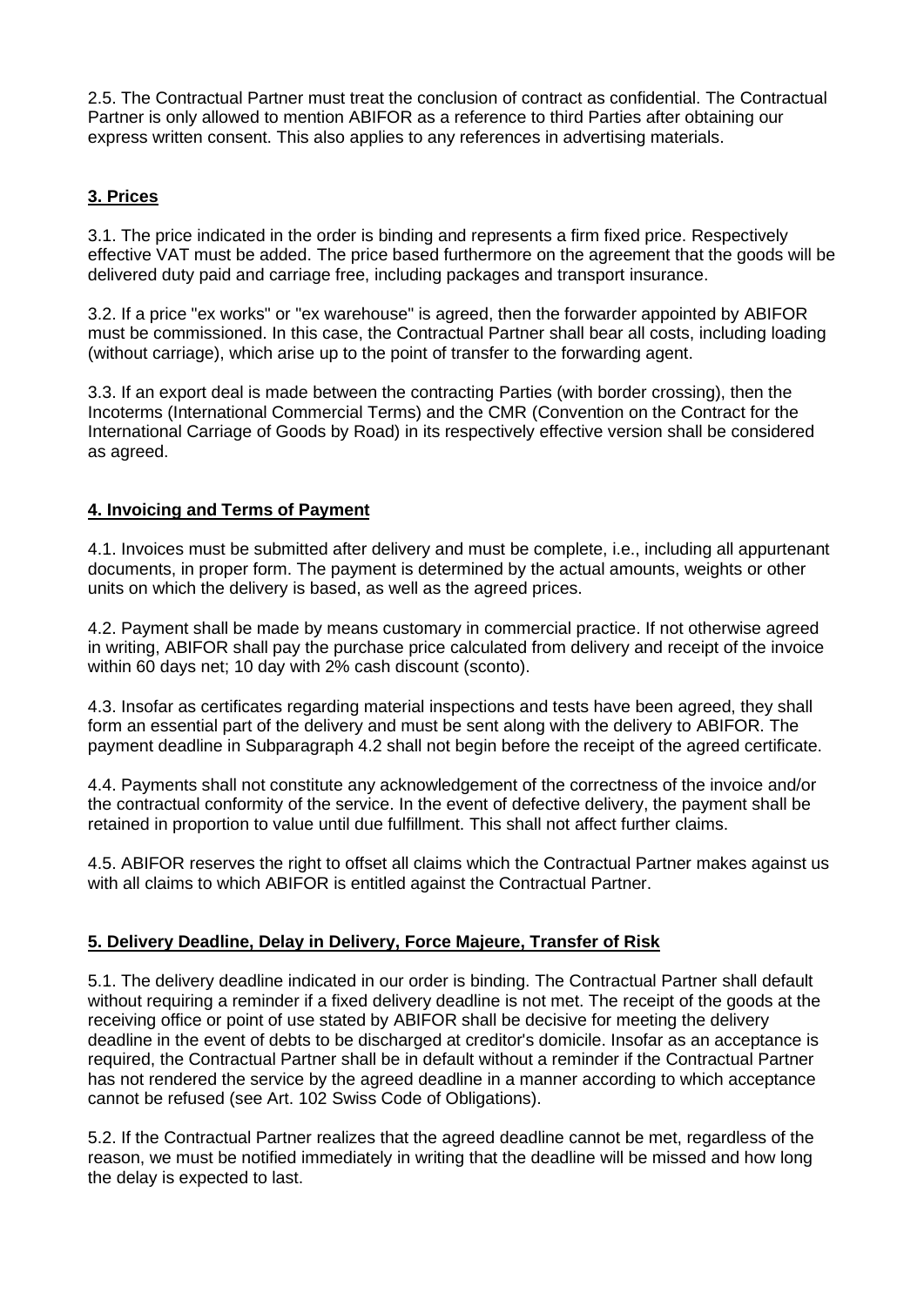2.5. The Contractual Partner must treat the conclusion of contract as confidential. The Contractual Partner is only allowed to mention ABIFOR as a reference to third Parties after obtaining our express written consent. This also applies to any references in advertising materials.

## 3. Prices

3.1. The price indicated in the order is binding and represents a firm fixed price. Respectively effective VAT must be added. The price based furthermore on the agreement that the goods will be delivered duty paid and carriage free, including packages and transport insurance.

3.2. If a price "ex works" or "ex warehouse" is agreed, then the forwarder appointed by ABIFOR must be commissioned. In this case, the Contractual Partner shall bear all costs, including loading (without carriage), which arise up to the point of transfer to the forwarding agent.

3.3. If an export deal is made between the contracting Parties (with border crossing), then the Incoterms (International Commercial Terms) and the CMR (Convention on the Contract for the International Carriage of Goods by Road) in its respectively effective version shall be considered as agreed.

## 4. Invoicing and Terms of Payment

4.1. Invoices must be submitted after delivery and must be complete, i.e., including all appurtenant documents, in proper form. The payment is determined by the actual amounts, weights or other units on which the delivery is based, as well as the agreed prices.

4.2. Payment shall be made by means customary in commercial practice. If not otherwise agreed in writing, ABIFOR shall pay the purchase price calculated from delivery and receipt of the invoice within 60 days net; 10 day with 2% cash discount (sconto).

4.3. Insofar as certificates regarding material inspections and tests have been agreed, they shall form an essential part of the delivery and must be sent along with the delivery to ABIFOR. The payment deadline in Subparagraph 4.2 shall not begin before the receipt of the agreed certificate.

4.4. Payments shall not constitute any acknowledgement of the correctness of the invoice and/or the contractual conformity of the service. In the event of defective delivery, the payment shall be retained in proportion to value until due fulfillment. This shall not affect further claims.

4.5. ABIFOR reserves the right to offset all claims which the Contractual Partner makes against us with all claims to which ABIFOR is entitled against the Contractual Partner.

## 5. Delivery Deadline, Delay in Delivery, Force Majeure, Transfer of Risk

5.1. The delivery deadline indicated in our order is binding. The Contractual Partner shall default without requiring a reminder if a fixed delivery deadline is not met. The receipt of the goods at the receiving office or point of use stated by ABIFOR shall be decisive for meeting the delivery deadline in the event of debts to be discharged at creditor's domicile. Insofar as an acceptance is required, the Contractual Partner shall be in default without a reminder if the Contractual Partner has not rendered the service by the agreed deadline in a manner according to which acceptance cannot be refused (see Art. 102 Swiss Code of Obligations).

5.2. If the Contractual Partner realizes that the agreed deadline cannot be met, regardless of the reason, we must be notified immediately in writing that the deadline will be missed and how long the delay is expected to last.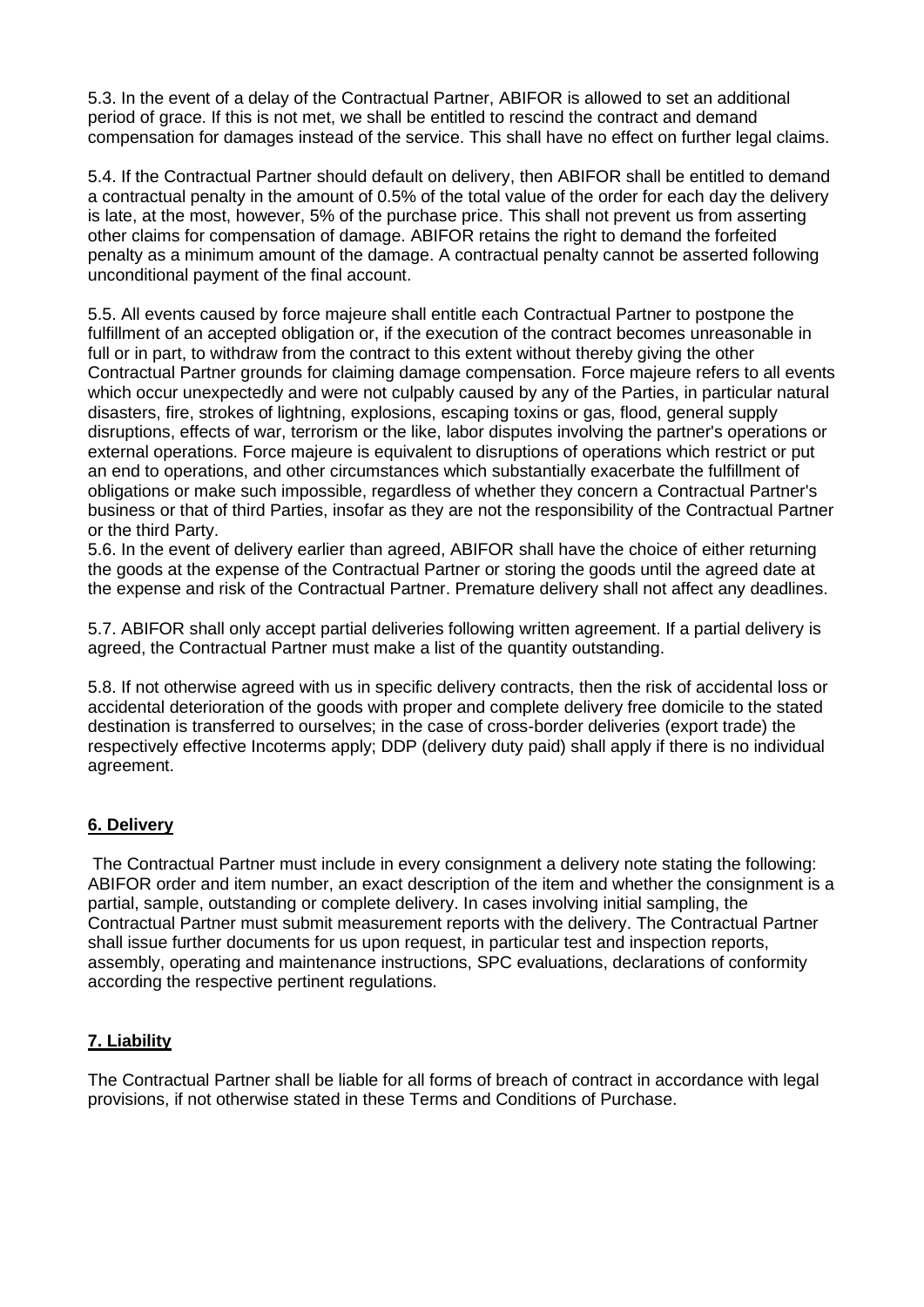5.3. In the event of a delay of the Contractual Partner, ABIFOR is allowed to set an additional period of grace. If this is not met, we shall be entitled to rescind the contract and demand compensation for damages instead of the service. This shall have no effect on further legal claims.

5.4. If the Contractual Partner should default on delivery, then ABIFOR shall be entitled to demand a contractual penalty in the amount of 0.5% of the total value of the order for each day the delivery is late, at the most, however, 5% of the purchase price. This shall not prevent us from asserting other claims for compensation of damage. ABIFOR retains the right to demand the forfeited penalty as a minimum amount of the damage. A contractual penalty cannot be asserted following unconditional payment of the final account.

5.5. All events caused by force majeure shall entitle each Contractual Partner to postpone the fulfillment of an accepted obligation or, if the execution of the contract becomes unreasonable in full or in part, to withdraw from the contract to this extent without thereby giving the other Contractual Partner grounds for claiming damage compensation. Force majeure refers to all events which occur unexpectedly and were not culpably caused by any of the Parties, in particular natural disasters, fire, strokes of lightning, explosions, escaping toxins or gas, flood, general supply disruptions, effects of war, terrorism or the like, labor disputes involving the partner's operations or external operations. Force majeure is equivalent to disruptions of operations which restrict or put an end to operations, and other circumstances which substantially exacerbate the fulfillment of obligations or make such impossible, regardless of whether they concern a Contractual Partner's business or that of third Parties, insofar as they are not the responsibility of the Contractual Partner or the third Party.

5.6. In the event of delivery earlier than agreed, ABIFOR shall have the choice of either returning the goods at the expense of the Contractual Partner or storing the goods until the agreed date at the expense and risk of the Contractual Partner. Premature delivery shall not affect any deadlines.

5.7. ABIFOR shall only accept partial deliveries following written agreement. If a partial delivery is agreed, the Contractual Partner must make a list of the quantity outstanding.

5.8. If not otherwise agreed with us in specific delivery contracts, then the risk of accidental loss or accidental deterioration of the goods with proper and complete delivery free domicile to the stated destination is transferred to ourselves; in the case of cross-border deliveries (export trade) the respectively effective Incoterms apply; DDP (delivery duty paid) shall apply if there is no individual agreement.

## 6. Delivery

The Contractual Partner must include in every consignment a delivery note stating the following: ABIFOR order and item number, an exact description of the item and whether the consignment is a partial, sample, outstanding or complete delivery. In cases involving initial sampling, the Contractual Partner must submit measurement reports with the delivery. The Contractual Partner shall issue further documents for us upon request, in particular test and inspection reports, assembly, operating and maintenance instructions, SPC evaluations, declarations of conformity according the respective pertinent regulations.

## 7. Liability

The Contractual Partner shall be liable for all forms of breach of contract in accordance with legal provisions, if not otherwise stated in these Terms and Conditions of Purchase.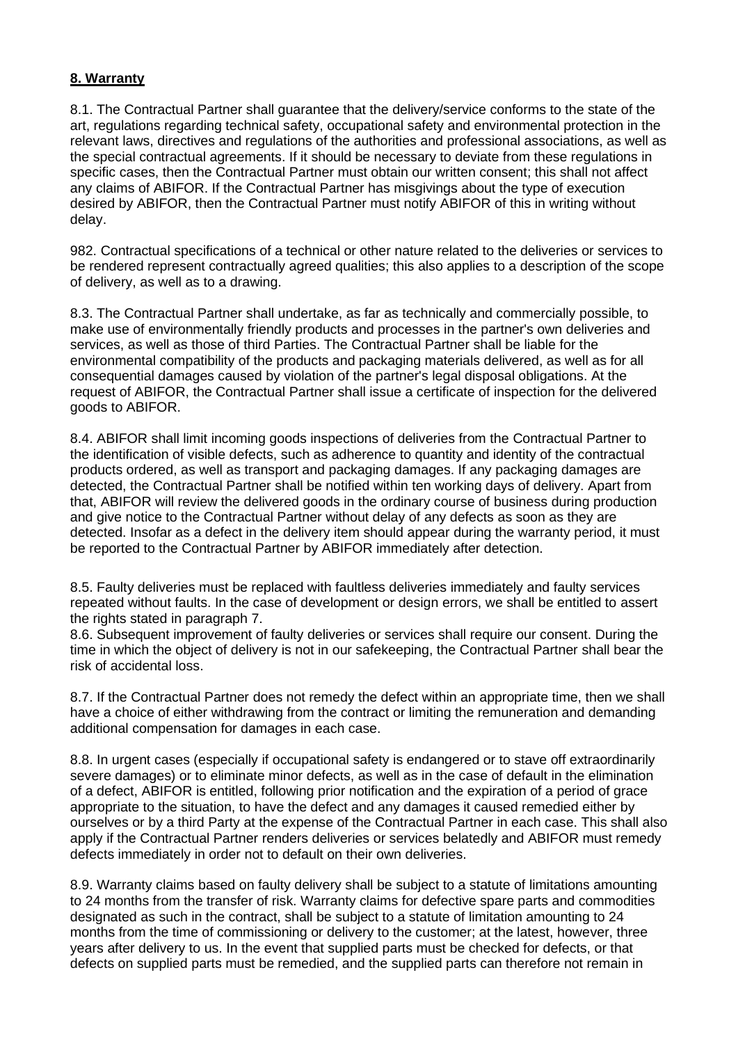**8. Warranty**

8.1. The Contractual Partner shall guarantee that the delivery/service conforms to the state of the art, regulations regarding technical safety, occupational safety and environmental protection in the relevant laws, directives and regulations of the authorities and professional associations, as well as the special contractual agreements. If it should be necessary to deviate from these regulations in specific cases, then the Contractual Partner must obtain our written consent; this shall not affect any claims of ABIFOR. If the Contractual Partner has misgivings about the type of execution desired by ABIFOR, then the Contractual Partner must notify ABIFOR of this in writing without delay.

982. Contractual specifications of a technical or other nature related to the deliveries or services to be rendered represent contractually agreed qualities; this also applies to a description of the scope of delivery, as well as to a drawing.

8.3. The Contractual Partner shall undertake, as far as technically and commercially possible, to make use of environmentally friendly products and processes in the partner's own deliveries and services, as well as those of third Parties. The Contractual Partner shall be liable for the environmental compatibility of the products and packaging materials delivered, as well as for all consequential damages caused by violation of the partner's legal disposal obligations. At the request of ABIFOR, the Contractual Partner shall issue a certificate of inspection for the delivered goods to ABIFOR.

8.4. ABIFOR shall limit incoming goods inspections of deliveries from the Contractual Partner to the identification of visible defects, such as adherence to quantity and identity of the contractual products ordered, as well as transport and packaging damages. If any packaging damages are detected, the Contractual Partner shall be notified within ten working days of delivery. Apart from that, ABIFOR will review the delivered goods in the ordinary course of business during production and give notice to the Contractual Partner without delay of any defects as soon as they are detected. Insofar as a defect in the delivery item should appear during the warranty period, it must be reported to the Contractual Partner by ABIFOR immediately after detection.

8.5. Faulty deliveries must be replaced with faultless deliveries immediately and faulty services repeated without faults. In the case of development or design errors, we shall be entitled to assert the rights stated in paragraph 7.

8.6. Subsequent improvement of faulty deliveries or services shall require our consent. During the time in which the object of delivery is not in our safekeeping, the Contractual Partner shall bear the risk of accidental loss.

8.7. If the Contractual Partner does not remedy the defect within an appropriate time, then we shall have a choice of either withdrawing from the contract or limiting the remuneration and demanding additional compensation for damages in each case.

8.8. In urgent cases (especially if occupational safety is endangered or to stave off extraordinarily severe damages) or to eliminate minor defects, as well as in the case of default in the elimination of a defect, ABIFOR is entitled, following prior notification and the expiration of a period of grace appropriate to the situation, to have the defect and any damages it caused remedied either by ourselves or by a third Party at the expense of the Contractual Partner in each case. This shall also apply if the Contractual Partner renders deliveries or services belatedly and ABIFOR must remedy defects immediately in order not to default on their own deliveries.

8.9. Warranty claims based on faulty delivery shall be subject to a statute of limitations amounting to 24 months from the transfer of risk. Warranty claims for defective spare parts and commodities designated as such in the contract, shall be subject to a statute of limitation amounting to 24 months from the time of commissioning or delivery to the customer; at the latest, however, three years after delivery to us. In the event that supplied parts must be checked for defects, or that defects on supplied parts must be remedied, and the supplied parts can therefore not remain in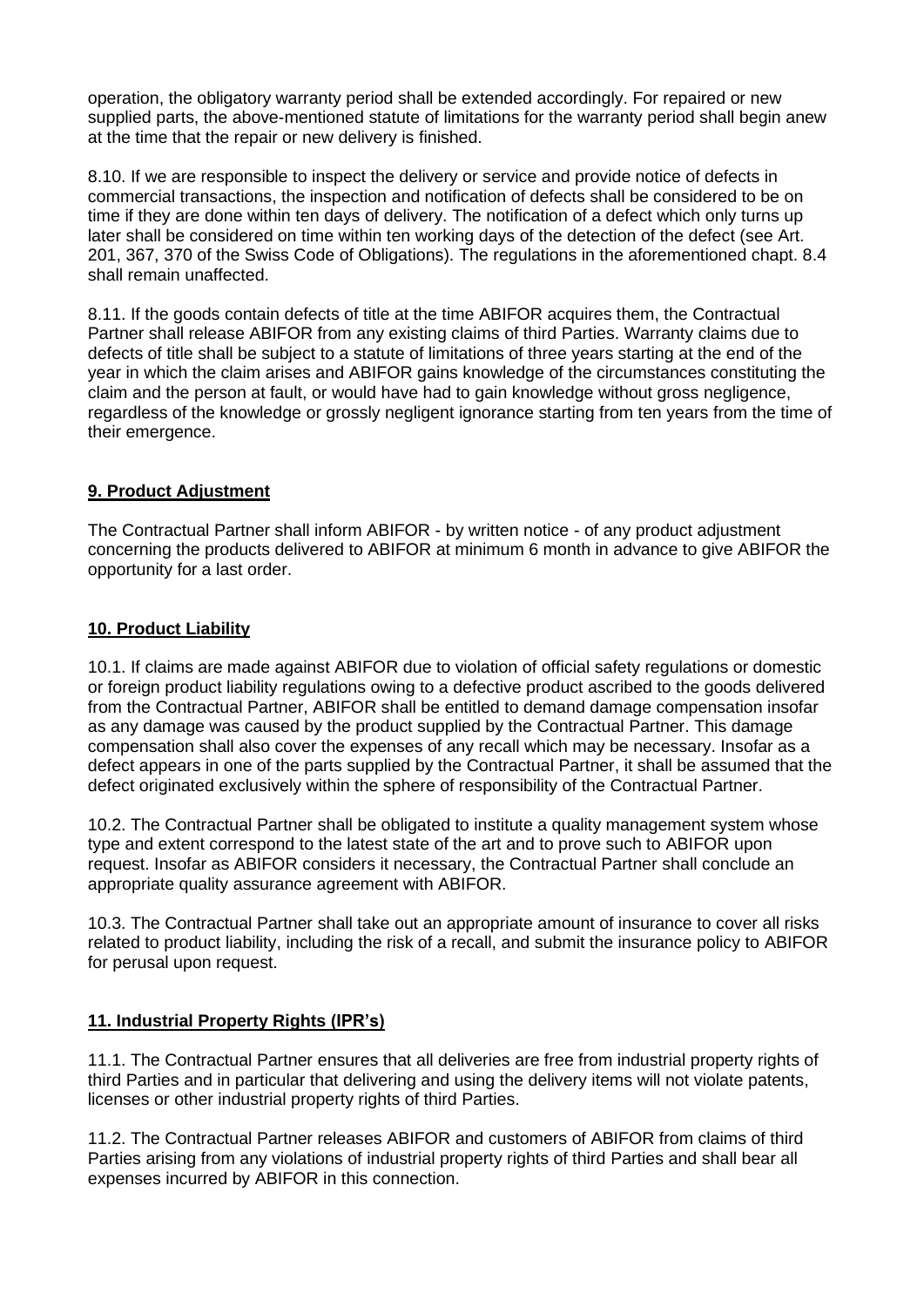operation, the obligatory warranty period shall be extended accordingly. For repaired or new supplied parts, the above-mentioned statute of limitations for the warranty period shall begin anew at the time that the repair or new delivery is finished.

8.10. If we are responsible to inspect the delivery or service and provide notice of defects in commercial transactions, the inspection and notification of defects shall be considered to be on time if they are done within ten days of delivery. The notification of a defect which only turns up later shall be considered on time within ten working days of the detection of the defect (see Art. 201, 367, 370 of the Swiss Code of Obligations). The regulations in the aforementioned chapt. 8.4 shall remain unaffected.

8.11. If the goods contain defects of title at the time ABIFOR acquires them, the Contractual Partner shall release ABIFOR from any existing claims of third Parties. Warranty claims due to defects of title shall be subject to a statute of limitations of three years starting at the end of the year in which the claim arises and ABIFOR gains knowledge of the circumstances constituting the claim and the person at fault, or would have had to gain knowledge without gross negligence, regardless of the knowledge or grossly negligent ignorance starting from ten years from the time of their emergence.

## 9. Product Adjustment

The Contractual Partner shall inform ABIFOR - by written notice - of any product adjustment concerning the products delivered to ABIFOR at minimum 6 month in advance to give ABIFOR the opportunity for a last order.

## 10. Product Liability

10.1. If claims are made against ABIFOR due to violation of official safety regulations or domestic or foreign product liability regulations owing to a defective product ascribed to the goods delivered from the Contractual Partner, ABIFOR shall be entitled to demand damage compensation insofar as any damage was caused by the product supplied by the Contractual Partner. This damage compensation shall also cover the expenses of any recall which may be necessary. Insofar as a defect appears in one of the parts supplied by the Contractual Partner, it shall be assumed that the defect originated exclusively within the sphere of responsibility of the Contractual Partner.

10.2. The Contractual Partner shall be obligated to institute a quality management system whose type and extent correspond to the latest state of the art and to prove such to ABIFOR upon request. Insofar as ABIFOR considers it necessary, the Contractual Partner shall conclude an appropriate quality assurance agreement with ABIFOR.

10.3. The Contractual Partner shall take out an appropriate amount of insurance to cover all risks related to product liability, including the risk of a recall, and submit the insurance policy to ABIFOR for perusal upon request.

## 11. Industrial Property Rights (IPR's)

11.1. The Contractual Partner ensures that all deliveries are free from industrial property rights of third Parties and in particular that delivering and using the delivery items will not violate patents, licenses or other industrial property rights of third Parties.

11.2. The Contractual Partner releases ABIFOR and customers of ABIFOR from claims of third Parties arising from any violations of industrial property rights of third Parties and shall bear all expenses incurred by ABIFOR in this connection.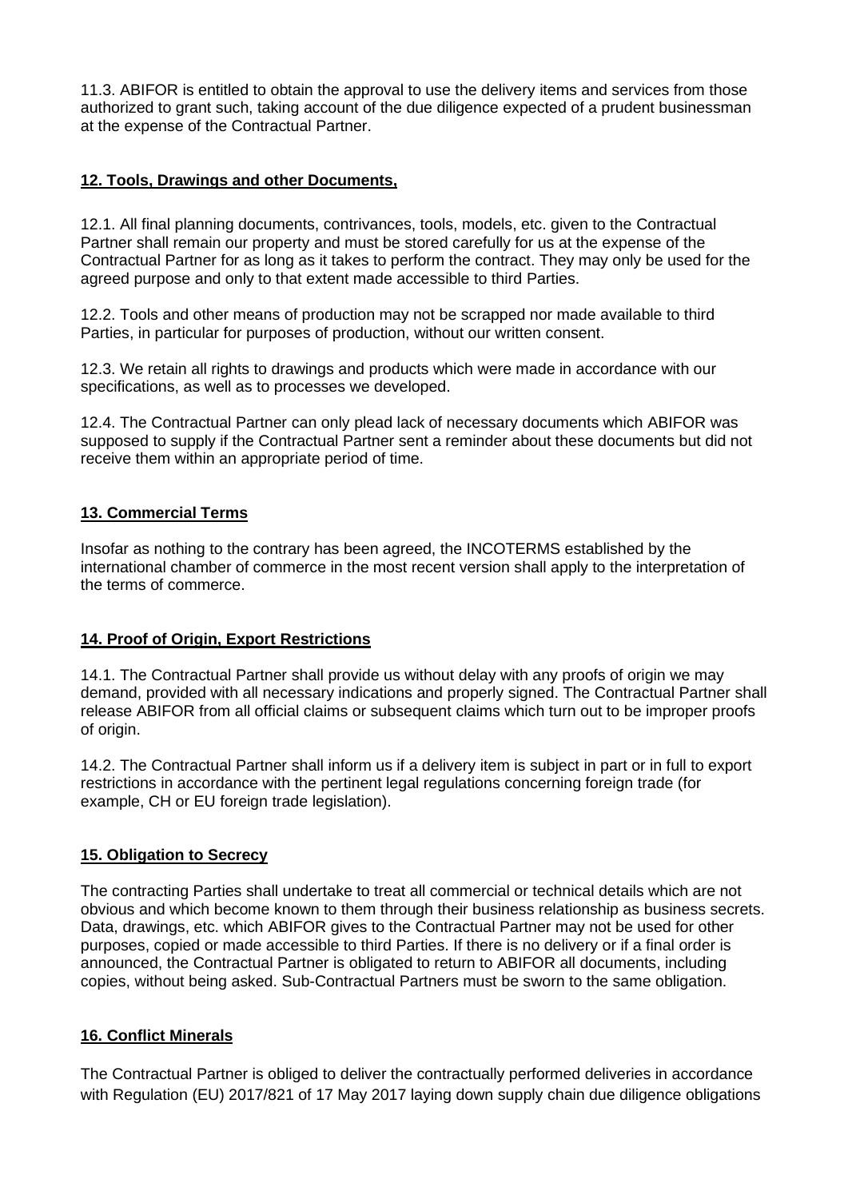11.3. ABIFOR is entitled to obtain the approval to use the delivery items and services from those authorized to grant such, taking account of the due diligence expected of a prudent businessman at the expense of the Contractual Partner.

## 12. Tools, Drawings and other Documents,

12.1. All final planning documents, contrivances, tools, models, etc. given to the Contractual Partner shall remain our property and must be stored carefully for us at the expense of the Contractual Partner for as long as it takes to perform the contract. They may only be used for the agreed purpose and only to that extent made accessible to third Parties.

12.2. Tools and other means of production may not be scrapped nor made available to third Parties, in particular for purposes of production, without our written consent.

12.3. We retain all rights to drawings and products which were made in accordance with our specifications, as well as to processes we developed.

12.4. The Contractual Partner can only plead lack of necessary documents which ABIFOR was supposed to supply if the Contractual Partner sent a reminder about these documents but did not receive them within an appropriate period of time.

## 13. Commercial Terms

Insofar as nothing to the contrary has been agreed, the INCOTERMS established by the international chamber of commerce in the most recent version shall apply to the interpretation of the terms of commerce.

## 14. Proof of Origin, Export Restrictions

14.1. The Contractual Partner shall provide us without delay with any proofs of origin we may demand, provided with all necessary indications and properly signed. The Contractual Partner shall release ABIFOR from all official claims or subsequent claims which turn out to be improper proofs of origin.

14.2. The Contractual Partner shall inform us if a delivery item is subject in part or in full to export restrictions in accordance with the pertinent legal regulations concerning foreign trade (for example, CH or EU foreign trade legislation).

## 15. Obligation to Secrecy

The contracting Parties shall undertake to treat all commercial or technical details which are not obvious and which become known to them through their business relationship as business secrets. Data, drawings, etc. which ABIFOR gives to the Contractual Partner may not be used for other purposes, copied or made accessible to third Parties. If there is no delivery or if a final order is announced, the Contractual Partner is obligated to return to ABIFOR all documents, including copies, without being asked. Sub-Contractual Partners must be sworn to the same obligation.

## 16. Conflict Minerals

The Contractual Partner is obliged to deliver the contractually performed deliveries in accordance with Regulation (EU) 2017/821 of 17 May 2017 laying down supply chain due diligence obligations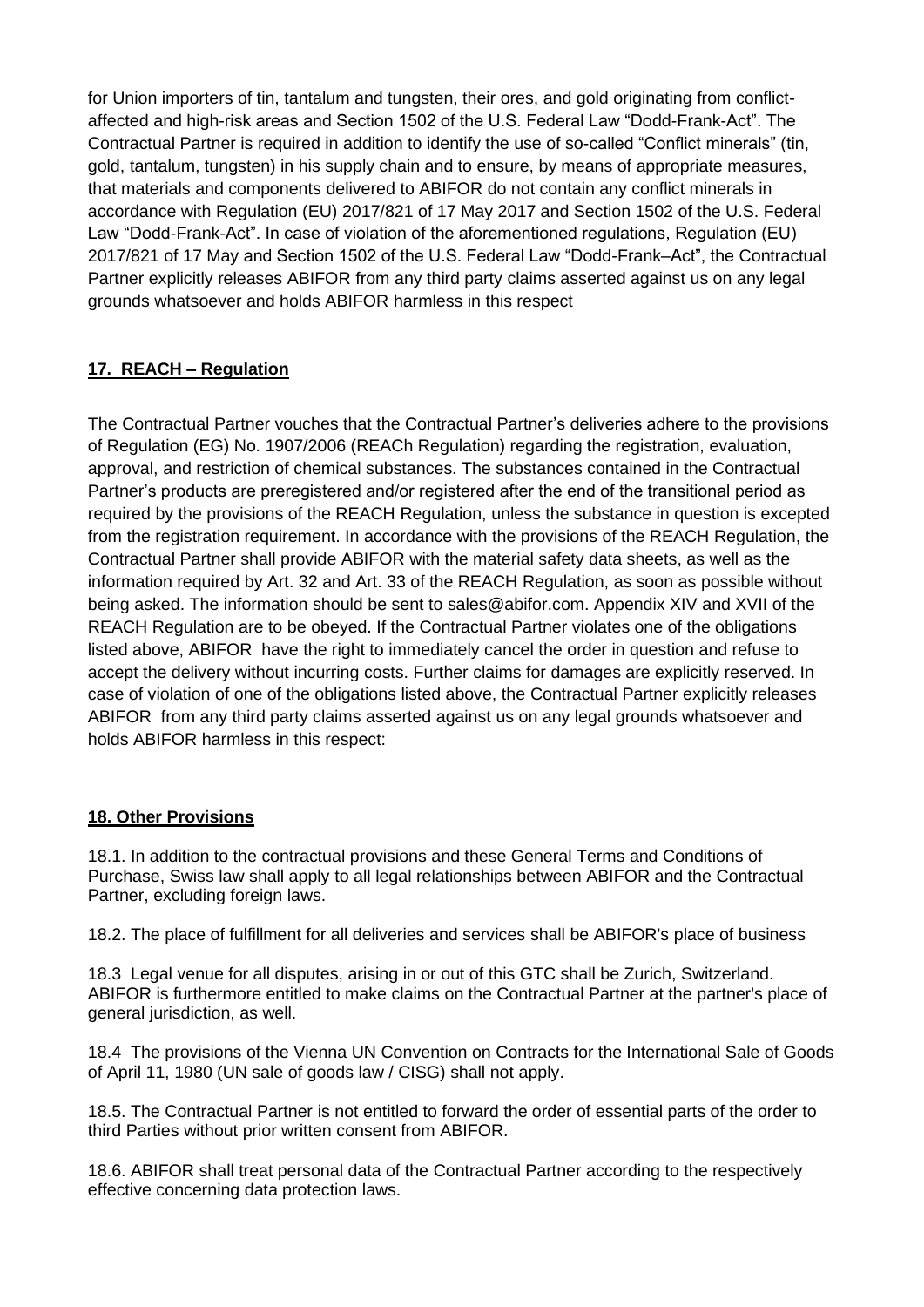for Union importers of tin, tantalum and tungsten, their ores, and gold originating from conflict-affected and high-risk areas and Section 1502 of the U.S. Federal Law "Dodd-Frank-Act". The Contractual Partner is required in addition to identify the use of so-called "Conflict minerals" (tin, gold, tantalum, tungsten) in his supply chain and to ensure, by means of appropriate measures, that materials and components delivered to ABIFOR do not contain any conflict minerals in accordance with Regulation (EU) 2017/821 of 17 May 2017 and Section 1502 of the U.S. Federal Law "Dodd-Frank-Act". In case of violation of the aforementioned regulations, Regulation (EU) 2017/821 of 17 May and Section 1502 of the U.S. Federal Law "Dodd-Frank–Act", the Contractual Partner explicitly releases ABIFOR from any third party claims asserted against us on any legal grounds whatsoever and holds ABIFOR harmless in this respect

## 17. REACH – Regulation

The Contractual Partner vouches that the Contractual Partner's deliveries adhere to the provisions of Regulation (EG) No. 1907/2006 (REACh Regulation) regarding the registration, evaluation, approval, and restriction of chemical substances. The substances contained in the Contractual Partner's products are preregistered and/or registered after the end of the transitional period as required by the provisions of the REACH Regulation, unless the substance in question is excepted from the registration requirement. In accordance with the provisions of the REACH Regulation, the Contractual Partner shall provide ABIFOR with the material safety data sheets, as well as the information required by Art. 32 and Art. 33 of the REACH Regulation, as soon as possible without being asked. The information should be sent to sales@abifor.com. Appendix XIV and XVII of the REACH Regulation are to be obeyed. If the Contractual Partner violates one of the obligations listed above, ABIFOR have the right to immediately cancel the order in question and refuse to accept the delivery without incurring costs. Further claims for damages are explicitly reserved. In case of violation of one of the obligations listed above, the Contractual Partner explicitly releases ABIFOR from any third party claims asserted against us on any legal grounds whatsoever and holds ABIFOR harmless in this respect:

## 18. Other Provisions

18.1. In addition to the contractual provisions and these General Terms and Conditions of Purchase, Swiss law shall apply to all legal relationships between ABIFOR and the Contractual Partner, excluding foreign laws.

18.2. The place of fulfillment for all deliveries and services shall be ABIFOR's place of business

18.3 Legal venue for all disputes, arising in or out of this GTC shall be Zurich, Switzerland. ABIFOR is furthermore entitled to make claims on the Contractual Partner at the partner's place of general jurisdiction, as well.

18.4 The provisions of the Vienna UN Convention on Contracts for the International Sale of Goods of April 11, 1980 (UN sale of goods law / CISG) shall not apply.

18.5. The Contractual Partner is not entitled to forward the order of essential parts of the order to third Parties without prior written consent from ABIFOR.

18.6. ABIFOR shall treat personal data of the Contractual Partner according to the respectively effective concerning data protection laws.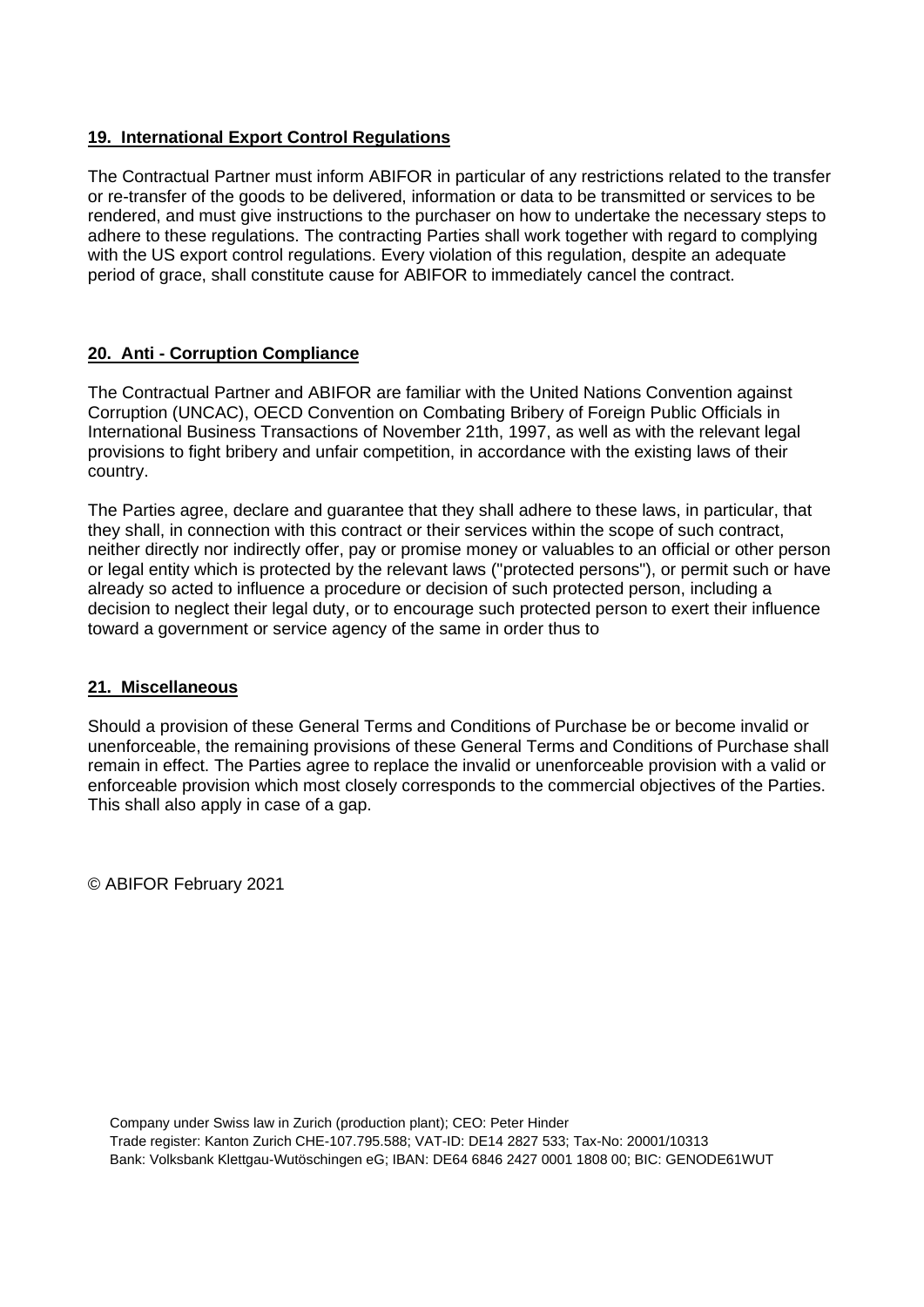## 19. International Export Control Regulations

The Contractual Partner must inform ABIFOR in particular of any restrictions related to the transfer or re-transfer of the goods to be delivered, information or data to be transmitted or services to be rendered, and must give instructions to the purchaser on how to undertake the necessary steps to adhere to these regulations. The contracting Parties shall work together with regard to complying with the US export control regulations. Every violation of this regulation, despite an adequate period of grace, shall constitute cause for ABIFOR to immediately cancel the contract.

## 20. Anti - Corruption Compliance

The Contractual Partner and ABIFOR are familiar with the United Nations Convention against Corruption (UNCAC), OECD Convention on Combating Bribery of Foreign Public Officials in International Business Transactions of November 21th, 1997, as well as with the relevant legal provisions to fight bribery and unfair competition, in accordance with the existing laws of their country.

The Parties agree, declare and guarantee that they shall adhere to these laws, in particular, that they shall, in connection with this contract or their services within the scope of such contract, neither directly nor indirectly offer, pay or promise money or valuables to an official or other person or legal entity which is protected by the relevant laws ("protected persons"), or permit such or have already so acted to influence a procedure or decision of such protected person, including a decision to neglect their legal duty, or to encourage such protected person to exert their influence toward a government or service agency of the same in order thus to

## 21. Miscellaneous

Should a provision of these General Terms and Conditions of Purchase be or become invalid or unenforceable, the remaining provisions of these General Terms and Conditions of Purchase shall remain in effect. The Parties agree to replace the invalid or unenforceable provision with a valid or enforceable provision which most closely corresponds to the commercial objectives of the Parties. This shall also apply in case of a gap.

© ABIFOR February 2021

Company under Swiss law in Zurich (production plant); CEO: Peter Hinder
Trade register: Kanton Zurich CHE-107.795.588; VAT-ID: DE14 2827 533; Tax-No: 20001/10313
Bank: Volksbank Klettgau-Wutöschingen eG; IBAN: DE64 6846 2427 0001 1808 00; BIC: GENODE61WUT